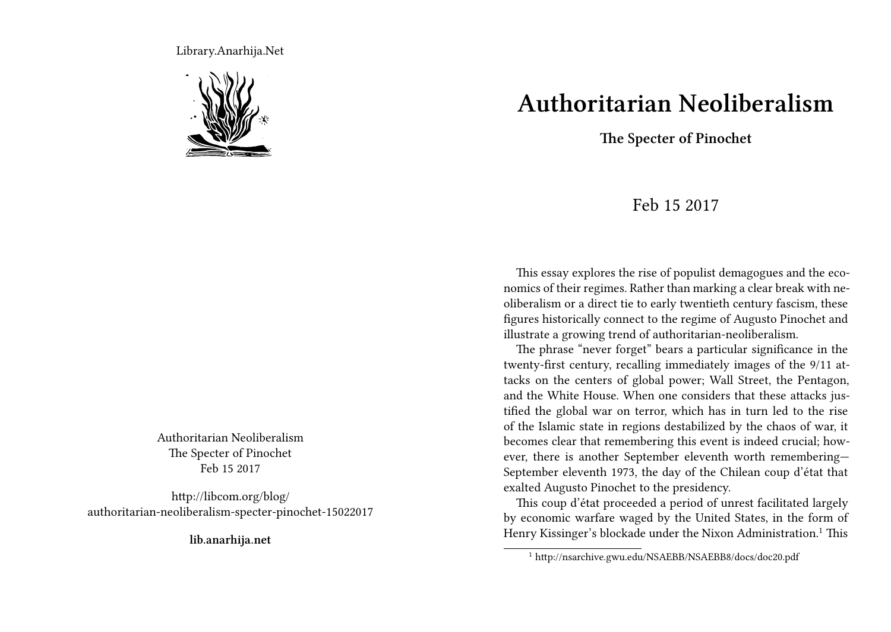Library.Anarhija.Net

Authoritarian Neoliberalism
The Specter of Pinochet
Feb 15 2017

http://libcom.org/blog/authoritarian-neoliberalism-specter-pinochet-15022017

**lib.anarhija.net**

# Authoritarian Neoliberalism

**The Specter of Pinochet**

Feb 15 2017

This essay explores the rise of populist demagogues and the economics of their regimes. Rather than marking a clear break with neoliberalism or a direct tie to early twentieth century fascism, these figures historically connect to the regime of Augusto Pinochet and illustrate a growing trend of authoritarian-neoliberalism.

The phrase "never forget" bears a particular significance in the twenty-first century, recalling immediately images of the 9/11 attacks on the centers of global power; Wall Street, the Pentagon, and the White House. When one considers that these attacks justified the global war on terror, which has in turn led to the rise of the Islamic state in regions destabilized by the chaos of war, it becomes clear that remembering this event is indeed crucial; however, there is another September eleventh worth remembering—September eleventh 1973, the day of the Chilean coup d'état that exalted Augusto Pinochet to the presidency.

This coup d'état proceeded a period of unrest facilitated largely by economic warfare waged by the United States, in the form of Henry Kissinger's blockade under the Nixon Administration.[1] This

[1] http://nsarchive.gwu.edu/NSAEBB/NSAEBB8/docs/doc20.pdf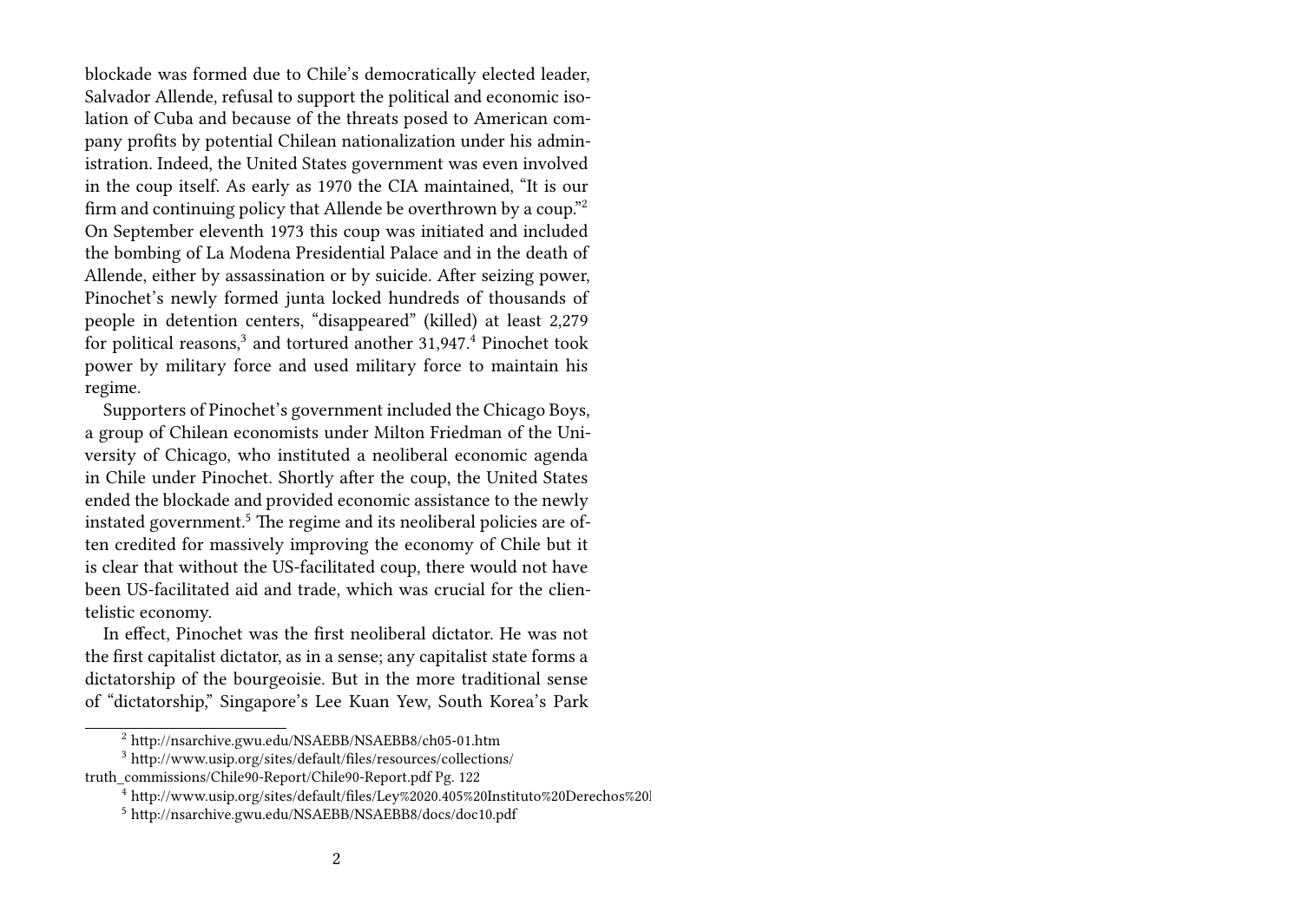blockade was formed due to Chile's democratically elected leader, Salvador Allende, refusal to support the political and economic isolation of Cuba and because of the threats posed to American company profits by potential Chilean nationalization under his administration. Indeed, the United States government was even involved in the coup itself. As early as 1970 the CIA maintained, "It is our firm and continuing policy that Allende be overthrown by a coup."[2] On September eleventh 1973 this coup was initiated and included the bombing of La Modena Presidential Palace and in the death of Allende, either by assassination or by suicide. After seizing power, Pinochet's newly formed junta locked hundreds of thousands of people in detention centers, "disappeared" (killed) at least 2,279 for political reasons,[3] and tortured another 31,947.[4] Pinochet took power by military force and used military force to maintain his regime.

Supporters of Pinochet's government included the Chicago Boys, a group of Chilean economists under Milton Friedman of the University of Chicago, who instituted a neoliberal economic agenda in Chile under Pinochet. Shortly after the coup, the United States ended the blockade and provided economic assistance to the newly instated government.[5] The regime and its neoliberal policies are often credited for massively improving the economy of Chile but it is clear that without the US-facilitated coup, there would not have been US-facilitated aid and trade, which was crucial for the clientelistic economy.

In effect, Pinochet was the first neoliberal dictator. He was not the first capitalist dictator, as in a sense; any capitalist state forms a dictatorship of the bourgeoisie. But in the more traditional sense of "dictatorship," Singapore's Lee Kuan Yew, South Korea's Park

---

[2] http://nsarchive.gwu.edu/NSAEBB/NSAEBB8/ch05-01.htm

[3] http://www.usip.org/sites/default/files/resources/collections/truth_commissions/Chile90-Report/Chile90-Report.pdf Pg. 122

[4] http://www.usip.org/sites/default/files/Ley%2020.405%20Instituto%20Derechos%20

[5] http://nsarchive.gwu.edu/NSAEBB/NSAEBB8/docs/doc10.pdf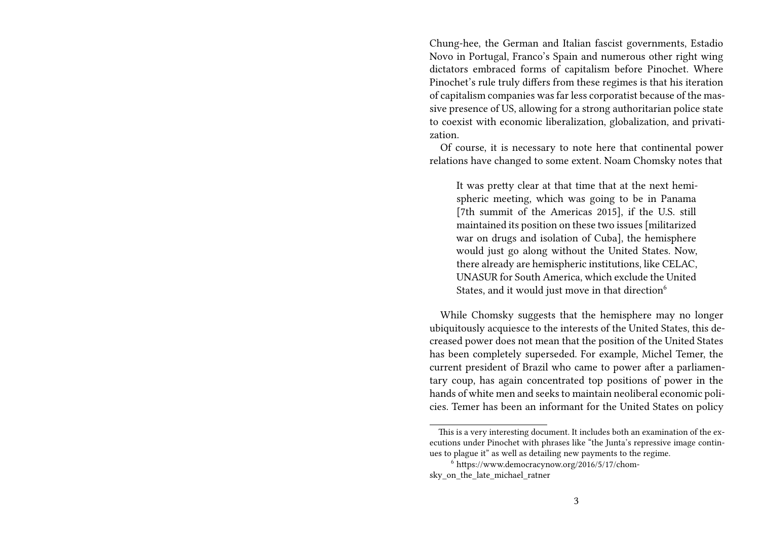Chung-hee, the German and Italian fascist governments, Estadio Novo in Portugal, Franco's Spain and numerous other right wing dictators embraced forms of capitalism before Pinochet. Where Pinochet's rule truly differs from these regimes is that his iteration of capitalism companies was far less corporatist because of the massive presence of US, allowing for a strong authoritarian police state to coexist with economic liberalization, globalization, and privatization.

Of course, it is necessary to note here that continental power relations have changed to some extent. Noam Chomsky notes that

> It was pretty clear at that time that at the next hemispheric meeting, which was going to be in Panama [7th summit of the Americas 2015], if the U.S. still maintained its position on these two issues [militarized war on drugs and isolation of Cuba], the hemisphere would just go along without the United States. Now, there already are hemispheric institutions, like CELAC, UNASUR for South America, which exclude the United States, and it would just move in that direction[6]

While Chomsky suggests that the hemisphere may no longer ubiquitously acquiesce to the interests of the United States, this decreased power does not mean that the position of the United States has been completely superseded. For example, Michel Temer, the current president of Brazil who came to power after a parliamentary coup, has again concentrated top positions of power in the hands of white men and seeks to maintain neoliberal economic policies. Temer has been an informant for the United States on policy

---

This is a very interesting document. It includes both an examination of the executions under Pinochet with phrases like "the Junta's repressive image continues to plague it" as well as detailing new payments to the regime.

[6] https://www.democracynow.org/2016/5/17/chomsky_on_the_late_michael_ratner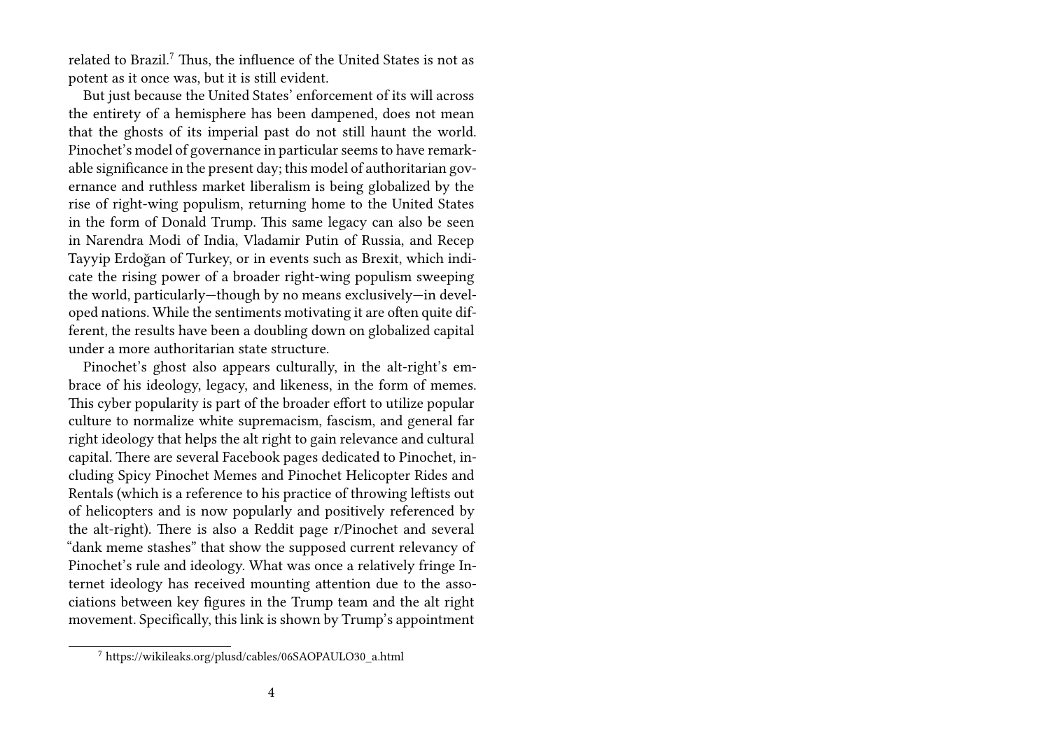related to Brazil.[7] Thus, the influence of the United States is not as potent as it once was, but it is still evident.

But just because the United States' enforcement of its will across the entirety of a hemisphere has been dampened, does not mean that the ghosts of its imperial past do not still haunt the world. Pinochet's model of governance in particular seems to have remarkable significance in the present day; this model of authoritarian governance and ruthless market liberalism is being globalized by the rise of right-wing populism, returning home to the United States in the form of Donald Trump. This same legacy can also be seen in Narendra Modi of India, Vladamir Putin of Russia, and Recep Tayyip Erdoğan of Turkey, or in events such as Brexit, which indicate the rising power of a broader right-wing populism sweeping the world, particularly—though by no means exclusively—in developed nations. While the sentiments motivating it are often quite different, the results have been a doubling down on globalized capital under a more authoritarian state structure.

Pinochet's ghost also appears culturally, in the alt-right's embrace of his ideology, legacy, and likeness, in the form of memes. This cyber popularity is part of the broader effort to utilize popular culture to normalize white supremacism, fascism, and general far right ideology that helps the alt right to gain relevance and cultural capital. There are several Facebook pages dedicated to Pinochet, including Spicy Pinochet Memes and Pinochet Helicopter Rides and Rentals (which is a reference to his practice of throwing leftists out of helicopters and is now popularly and positively referenced by the alt-right). There is also a Reddit page r/Pinochet and several "dank meme stashes" that show the supposed current relevancy of Pinochet's rule and ideology. What was once a relatively fringe Internet ideology has received mounting attention due to the associations between key figures in the Trump team and the alt right movement. Specifically, this link is shown by Trump's appointment

[7] https://wikileaks.org/plusd/cables/06SAOPAULO30_a.html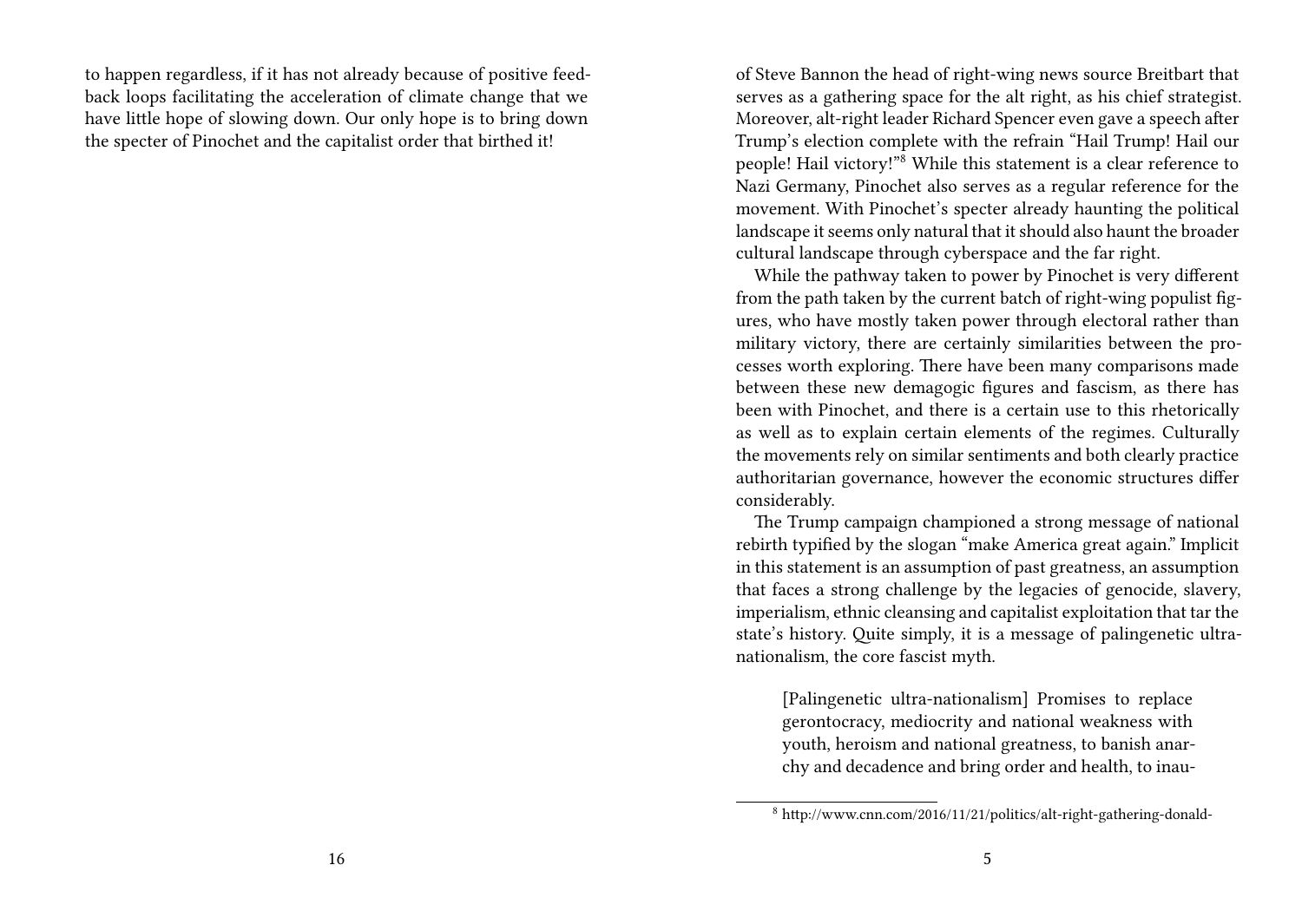to happen regardless, if it has not already because of positive feedback loops facilitating the acceleration of climate change that we have little hope of slowing down. Our only hope is to bring down the specter of Pinochet and the capitalist order that birthed it!

of Steve Bannon the head of right-wing news source Breitbart that serves as a gathering space for the alt right, as his chief strategist. Moreover, alt-right leader Richard Spencer even gave a speech after Trump's election complete with the refrain "Hail Trump! Hail our people! Hail victory!"[8] While this statement is a clear reference to Nazi Germany, Pinochet also serves as a regular reference for the movement. With Pinochet's specter already haunting the political landscape it seems only natural that it should also haunt the broader cultural landscape through cyberspace and the far right.

While the pathway taken to power by Pinochet is very different from the path taken by the current batch of right-wing populist figures, who have mostly taken power through electoral rather than military victory, there are certainly similarities between the processes worth exploring. There have been many comparisons made between these new demagogic figures and fascism, as there has been with Pinochet, and there is a certain use to this rhetorically as well as to explain certain elements of the regimes. Culturally the movements rely on similar sentiments and both clearly practice authoritarian governance, however the economic structures differ considerably.

The Trump campaign championed a strong message of national rebirth typified by the slogan "make America great again." Implicit in this statement is an assumption of past greatness, an assumption that faces a strong challenge by the legacies of genocide, slavery, imperialism, ethnic cleansing and capitalist exploitation that tar the state's history. Quite simply, it is a message of palingenetic ultranationalism, the core fascist myth.

> [Palingenetic ultra-nationalism] Promises to replace gerontocracy, mediocrity and national weakness with youth, heroism and national greatness, to banish anarchy and decadence and bring order and health, to inau-

[8] http://www.cnn.com/2016/11/21/politics/alt-right-gathering-donald-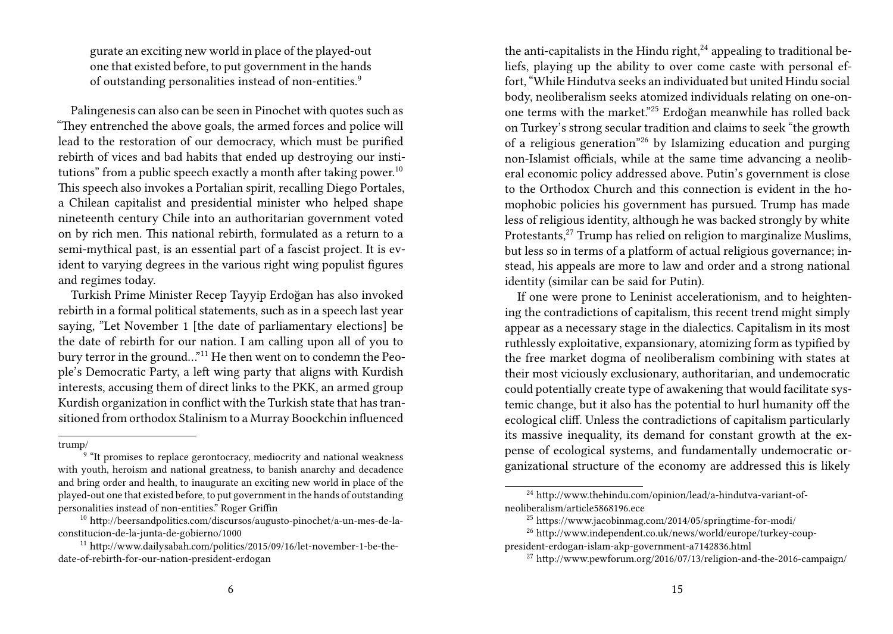gurate an exciting new world in place of the played-out one that existed before, to put government in the hands of outstanding personalities instead of non-entities.[9]

Palingenesis can also can be seen in Pinochet with quotes such as "They entrenched the above goals, the armed forces and police will lead to the restoration of our democracy, which must be purified rebirth of vices and bad habits that ended up destroying our institutions" from a public speech exactly a month after taking power.[10] This speech also invokes a Portalian spirit, recalling Diego Portales, a Chilean capitalist and presidential minister who helped shape nineteenth century Chile into an authoritarian government voted on by rich men. This national rebirth, formulated as a return to a semi-mythical past, is an essential part of a fascist project. It is evident to varying degrees in the various right wing populist figures and regimes today.

Turkish Prime Minister Recep Tayyip Erdoğan has also invoked rebirth in a formal political statements, such as in a speech last year saying, "Let November 1 [the date of parliamentary elections] be the date of rebirth for our nation. I am calling upon all of you to bury terror in the ground…"[11] He then went on to condemn the People's Democratic Party, a left wing party that aligns with Kurdish interests, accusing them of direct links to the PKK, an armed group Kurdish organization in conflict with the Turkish state that has transitioned from orthodox Stalinism to a Murray Boockchin influenced

trump/

[9] "It promises to replace gerontocracy, mediocrity and national weakness with youth, heroism and national greatness, to banish anarchy and decadence and bring order and health, to inaugurate an exciting new world in place of the played-out one that existed before, to put government in the hands of outstanding personalities instead of non-entities." Roger Griffin

[10] http://beersandpolitics.com/discursos/augusto-pinochet/a-un-mes-de-la-constitucion-de-la-junta-de-gobierno/1000

[11] http://www.dailysabah.com/politics/2015/09/16/let-november-1-be-the-date-of-rebirth-for-our-nation-president-erdogan

the anti-capitalists in the Hindu right,[24] appealing to traditional beliefs, playing up the ability to over come caste with personal effort, "While Hindutva seeks an individuated but united Hindu social body, neoliberalism seeks atomized individuals relating on one-on-one terms with the market."[25] Erdoğan meanwhile has rolled back on Turkey's strong secular tradition and claims to seek "the growth of a religious generation"[26] by Islamizing education and purging non-Islamist officials, while at the same time advancing a neoliberal economic policy addressed above. Putin's government is close to the Orthodox Church and this connection is evident in the homophobic policies his government has pursued. Trump has made less of religious identity, although he was backed strongly by white Protestants,[27] Trump has relied on religion to marginalize Muslims, but less so in terms of a platform of actual religious governance; instead, his appeals are more to law and order and a strong national identity (similar can be said for Putin).

If one were prone to Leninist accelerationism, and to heightening the contradictions of capitalism, this recent trend might simply appear as a necessary stage in the dialectics. Capitalism in its most ruthlessly exploitative, expansionary, atomizing form as typified by the free market dogma of neoliberalism combining with states at their most viciously exclusionary, authoritarian, and undemocratic could potentially create type of awakening that would facilitate systemic change, but it also has the potential to hurl humanity off the ecological cliff. Unless the contradictions of capitalism particularly its massive inequality, its demand for constant growth at the expense of ecological systems, and fundamentally undemocratic organizational structure of the economy are addressed this is likely

[24] http://www.thehindu.com/opinion/lead/a-hindutva-variant-of-neoliberalism/article5868196.ece

[25] https://www.jacobinmag.com/2014/05/springtime-for-modi/

[26] http://www.independent.co.uk/news/world/europe/turkey-coup-president-erdogan-islam-akp-government-a7142836.html

[27] http://www.pewforum.org/2016/07/13/religion-and-the-2016-campaign/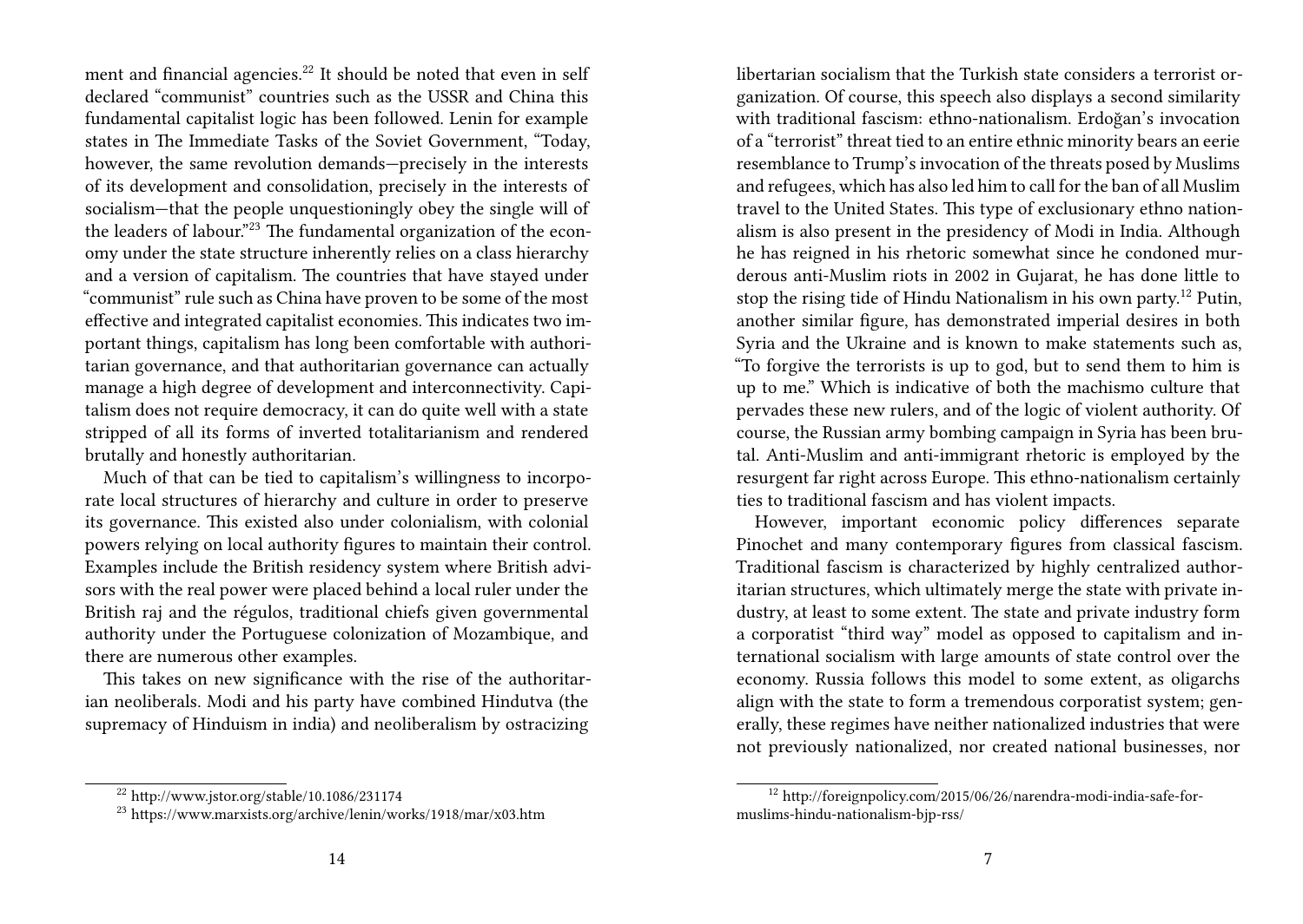ment and financial agencies.[22] It should be noted that even in self declared "communist" countries such as the USSR and China this fundamental capitalist logic has been followed. Lenin for example states in The Immediate Tasks of the Soviet Government, "Today, however, the same revolution demands—precisely in the interests of its development and consolidation, precisely in the interests of socialism—that the people unquestioningly obey the single will of the leaders of labour."[23] The fundamental organization of the economy under the state structure inherently relies on a class hierarchy and a version of capitalism. The countries that have stayed under "communist" rule such as China have proven to be some of the most effective and integrated capitalist economies. This indicates two important things, capitalism has long been comfortable with authoritarian governance, and that authoritarian governance can actually manage a high degree of development and interconnectivity. Capitalism does not require democracy, it can do quite well with a state stripped of all its forms of inverted totalitarianism and rendered brutally and honestly authoritarian.

Much of that can be tied to capitalism's willingness to incorporate local structures of hierarchy and culture in order to preserve its governance. This existed also under colonialism, with colonial powers relying on local authority figures to maintain their control. Examples include the British residency system where British advisors with the real power were placed behind a local ruler under the British raj and the régulos, traditional chiefs given governmental authority under the Portuguese colonization of Mozambique, and there are numerous other examples.

This takes on new significance with the rise of the authoritarian neoliberals. Modi and his party have combined Hindutva (the supremacy of Hinduism in india) and neoliberalism by ostracizing

[22] http://www.jstor.org/stable/10.1086/231174

[23] https://www.marxists.org/archive/lenin/works/1918/mar/x03.htm

libertarian socialism that the Turkish state considers a terrorist organization. Of course, this speech also displays a second similarity with traditional fascism: ethno-nationalism. Erdoğan's invocation of a "terrorist" threat tied to an entire ethnic minority bears an eerie resemblance to Trump's invocation of the threats posed by Muslims and refugees, which has also led him to call for the ban of all Muslim travel to the United States. This type of exclusionary ethno nationalism is also present in the presidency of Modi in India. Although he has reigned in his rhetoric somewhat since he condoned murderous anti-Muslim riots in 2002 in Gujarat, he has done little to stop the rising tide of Hindu Nationalism in his own party.[12] Putin, another similar figure, has demonstrated imperial desires in both Syria and the Ukraine and is known to make statements such as, "To forgive the terrorists is up to god, but to send them to him is up to me." Which is indicative of both the machismo culture that pervades these new rulers, and of the logic of violent authority. Of course, the Russian army bombing campaign in Syria has been brutal. Anti-Muslim and anti-immigrant rhetoric is employed by the resurgent far right across Europe. This ethno-nationalism certainly ties to traditional fascism and has violent impacts.

However, important economic policy differences separate Pinochet and many contemporary figures from classical fascism. Traditional fascism is characterized by highly centralized authoritarian structures, which ultimately merge the state with private industry, at least to some extent. The state and private industry form a corporatist "third way" model as opposed to capitalism and international socialism with large amounts of state control over the economy. Russia follows this model to some extent, as oligarchs align with the state to form a tremendous corporatist system; generally, these regimes have neither nationalized industries that were not previously nationalized, nor created national businesses, nor

[12] http://foreignpolicy.com/2015/06/26/narendra-modi-india-safe-for-muslims-hindu-nationalism-bjp-rss/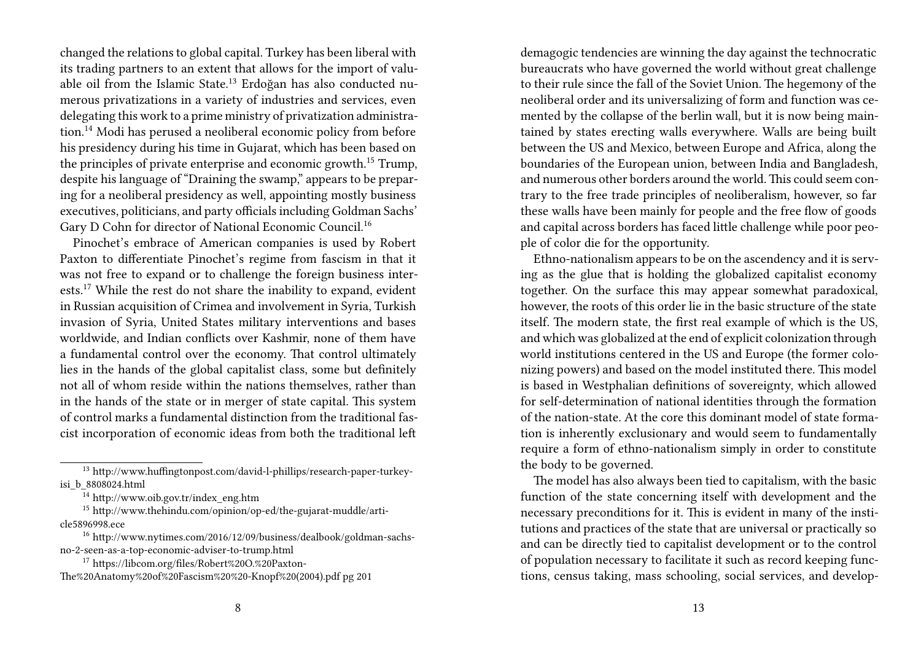changed the relations to global capital. Turkey has been liberal with its trading partners to an extent that allows for the import of valuable oil from the Islamic State.[13] Erdoğan has also conducted numerous privatizations in a variety of industries and services, even delegating this work to a prime ministry of privatization administration.[14] Modi has perused a neoliberal economic policy from before his presidency during his time in Gujarat, which has been based on the principles of private enterprise and economic growth.[15] Trump, despite his language of "Draining the swamp," appears to be preparing for a neoliberal presidency as well, appointing mostly business executives, politicians, and party officials including Goldman Sachs' Gary D Cohn for director of National Economic Council.[16]

Pinochet's embrace of American companies is used by Robert Paxton to differentiate Pinochet's regime from fascism in that it was not free to expand or to challenge the foreign business interests.[17] While the rest do not share the inability to expand, evident in Russian acquisition of Crimea and involvement in Syria, Turkish invasion of Syria, United States military interventions and bases worldwide, and Indian conflicts over Kashmir, none of them have a fundamental control over the economy. That control ultimately lies in the hands of the global capitalist class, some but definitely not all of whom reside within the nations themselves, rather than in the hands of the state or in merger of state capital. This system of control marks a fundamental distinction from the traditional fascist incorporation of economic ideas from both the traditional left

[13] http://www.huffingtonpost.com/david-l-phillips/research-paper-turkey-isi_b_8808024.html

[14] http://www.oib.gov.tr/index_eng.htm

[15] http://www.thehindu.com/opinion/op-ed/the-gujarat-muddle/article5896998.ece

[16] http://www.nytimes.com/2016/12/09/business/dealbook/goldman-sachs-no-2-seen-as-a-top-economic-adviser-to-trump.html

[17] https://libcom.org/files/Robert%20O.%20Paxton-The%20Anatomy%20of%20Fascism%20%20-Knopf%20(2004).pdf pg 201

demagogic tendencies are winning the day against the technocratic bureaucrats who have governed the world without great challenge to their rule since the fall of the Soviet Union. The hegemony of the neoliberal order and its universalizing of form and function was cemented by the collapse of the berlin wall, but it is now being maintained by states erecting walls everywhere. Walls are being built between the US and Mexico, between Europe and Africa, along the boundaries of the European union, between India and Bangladesh, and numerous other borders around the world. This could seem contrary to the free trade principles of neoliberalism, however, so far these walls have been mainly for people and the free flow of goods and capital across borders has faced little challenge while poor people of color die for the opportunity.

Ethno-nationalism appears to be on the ascendency and it is serving as the glue that is holding the globalized capitalist economy together. On the surface this may appear somewhat paradoxical, however, the roots of this order lie in the basic structure of the state itself. The modern state, the first real example of which is the US, and which was globalized at the end of explicit colonization through world institutions centered in the US and Europe (the former colonizing powers) and based on the model instituted there. This model is based in Westphalian definitions of sovereignty, which allowed for self-determination of national identities through the formation of the nation-state. At the core this dominant model of state formation is inherently exclusionary and would seem to fundamentally require a form of ethno-nationalism simply in order to constitute the body to be governed.

The model has also always been tied to capitalism, with the basic function of the state concerning itself with development and the necessary preconditions for it. This is evident in many of the institutions and practices of the state that are universal or practically so and can be directly tied to capitalist development or to the control of population necessary to facilitate it such as record keeping functions, census taking, mass schooling, social services, and develop-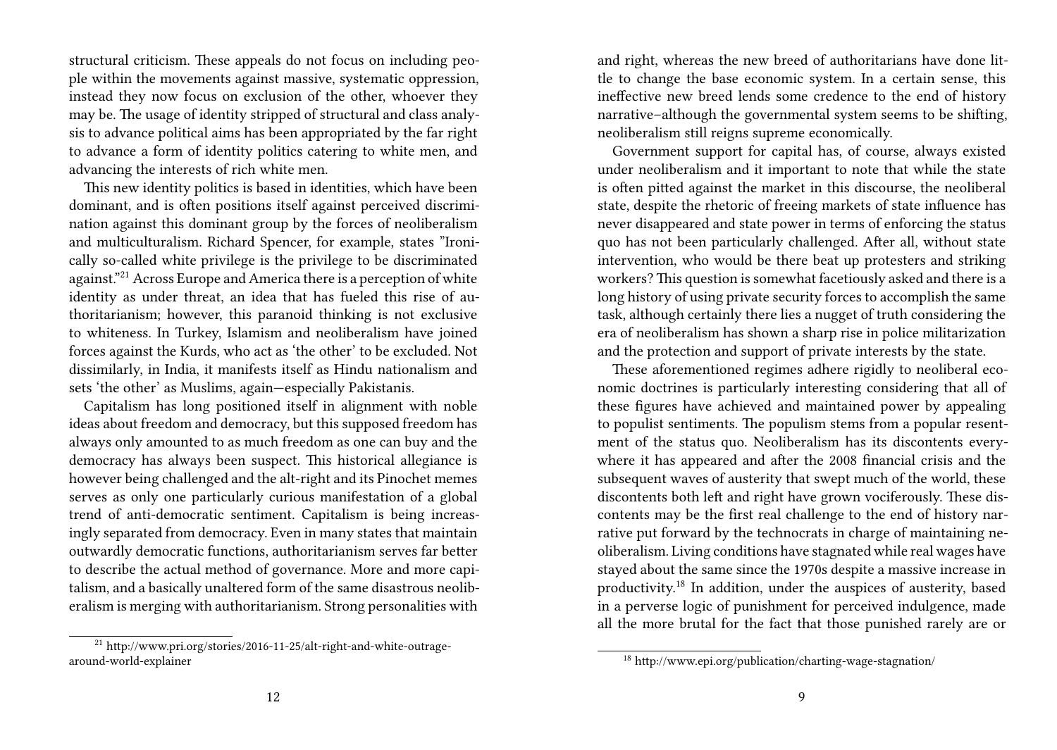structural criticism. These appeals do not focus on including people within the movements against massive, systematic oppression, instead they now focus on exclusion of the other, whoever they may be. The usage of identity stripped of structural and class analysis to advance political aims has been appropriated by the far right to advance a form of identity politics catering to white men, and advancing the interests of rich white men.

This new identity politics is based in identities, which have been dominant, and is often positions itself against perceived discrimination against this dominant group by the forces of neoliberalism and multiculturalism. Richard Spencer, for example, states "Ironically so-called white privilege is the privilege to be discriminated against."[21] Across Europe and America there is a perception of white identity as under threat, an idea that has fueled this rise of authoritarianism; however, this paranoid thinking is not exclusive to whiteness. In Turkey, Islamism and neoliberalism have joined forces against the Kurds, who act as 'the other' to be excluded. Not dissimilarly, in India, it manifests itself as Hindu nationalism and sets 'the other' as Muslims, again—especially Pakistanis.

Capitalism has long positioned itself in alignment with noble ideas about freedom and democracy, but this supposed freedom has always only amounted to as much freedom as one can buy and the democracy has always been suspect. This historical allegiance is however being challenged and the alt-right and its Pinochet memes serves as only one particularly curious manifestation of a global trend of anti-democratic sentiment. Capitalism is being increasingly separated from democracy. Even in many states that maintain outwardly democratic functions, authoritarianism serves far better to describe the actual method of governance. More and more capitalism, and a basically unaltered form of the same disastrous neoliberalism is merging with authoritarianism. Strong personalities with

[21] http://www.pri.org/stories/2016-11-25/alt-right-and-white-outrage-around-world-explainer

and right, whereas the new breed of authoritarians have done little to change the base economic system. In a certain sense, this ineffective new breed lends some credence to the end of history narrative–although the governmental system seems to be shifting, neoliberalism still reigns supreme economically.

Government support for capital has, of course, always existed under neoliberalism and it important to note that while the state is often pitted against the market in this discourse, the neoliberal state, despite the rhetoric of freeing markets of state influence has never disappeared and state power in terms of enforcing the status quo has not been particularly challenged. After all, without state intervention, who would be there beat up protesters and striking workers? This question is somewhat facetiously asked and there is a long history of using private security forces to accomplish the same task, although certainly there lies a nugget of truth considering the era of neoliberalism has shown a sharp rise in police militarization and the protection and support of private interests by the state.

These aforementioned regimes adhere rigidly to neoliberal economic doctrines is particularly interesting considering that all of these figures have achieved and maintained power by appealing to populist sentiments. The populism stems from a popular resentment of the status quo. Neoliberalism has its discontents everywhere it has appeared and after the 2008 financial crisis and the subsequent waves of austerity that swept much of the world, these discontents both left and right have grown vociferously. These discontents may be the first real challenge to the end of history narrative put forward by the technocrats in charge of maintaining neoliberalism. Living conditions have stagnated while real wages have stayed about the same since the 1970s despite a massive increase in productivity.[18] In addition, under the auspices of austerity, based in a perverse logic of punishment for perceived indulgence, made all the more brutal for the fact that those punished rarely are or

[18] http://www.epi.org/publication/charting-wage-stagnation/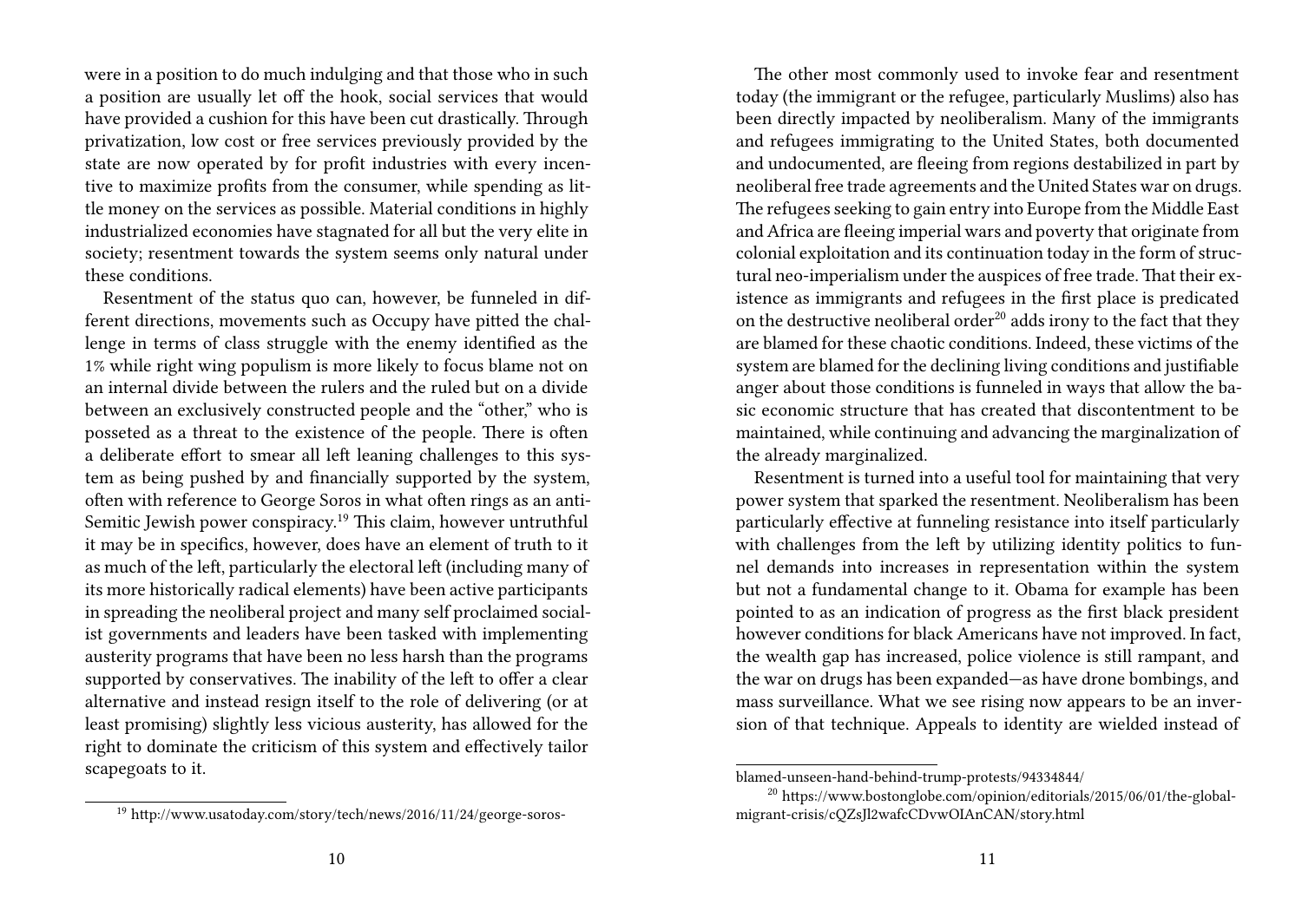were in a position to do much indulging and that those who in such a position are usually let off the hook, social services that would have provided a cushion for this have been cut drastically. Through privatization, low cost or free services previously provided by the state are now operated by for profit industries with every incentive to maximize profits from the consumer, while spending as little money on the services as possible. Material conditions in highly industrialized economies have stagnated for all but the very elite in society; resentment towards the system seems only natural under these conditions.

Resentment of the status quo can, however, be funneled in different directions, movements such as Occupy have pitted the challenge in terms of class struggle with the enemy identified as the 1% while right wing populism is more likely to focus blame not on an internal divide between the rulers and the ruled but on a divide between an exclusively constructed people and the "other," who is posseted as a threat to the existence of the people. There is often a deliberate effort to smear all left leaning challenges to this system as being pushed by and financially supported by the system, often with reference to George Soros in what often rings as an anti-Semitic Jewish power conspiracy.[19] This claim, however untruthful it may be in specifics, however, does have an element of truth to it as much of the left, particularly the electoral left (including many of its more historically radical elements) have been active participants in spreading the neoliberal project and many self proclaimed socialist governments and leaders have been tasked with implementing austerity programs that have been no less harsh than the programs supported by conservatives. The inability of the left to offer a clear alternative and instead resign itself to the role of delivering (or at least promising) slightly less vicious austerity, has allowed for the right to dominate the criticism of this system and effectively tailor scapegoats to it.

The other most commonly used to invoke fear and resentment today (the immigrant or the refugee, particularly Muslims) also has been directly impacted by neoliberalism. Many of the immigrants and refugees immigrating to the United States, both documented and undocumented, are fleeing from regions destabilized in part by neoliberal free trade agreements and the United States war on drugs. The refugees seeking to gain entry into Europe from the Middle East and Africa are fleeing imperial wars and poverty that originate from colonial exploitation and its continuation today in the form of structural neo-imperialism under the auspices of free trade. That their existence as immigrants and refugees in the first place is predicated on the destructive neoliberal order[20] adds irony to the fact that they are blamed for these chaotic conditions. Indeed, these victims of the system are blamed for the declining living conditions and justifiable anger about those conditions is funneled in ways that allow the basic economic structure that has created that discontentment to be maintained, while continuing and advancing the marginalization of the already marginalized.

Resentment is turned into a useful tool for maintaining that very power system that sparked the resentment. Neoliberalism has been particularly effective at funneling resistance into itself particularly with challenges from the left by utilizing identity politics to funnel demands into increases in representation within the system but not a fundamental change to it. Obama for example has been pointed to as an indication of progress as the first black president however conditions for black Americans have not improved. In fact, the wealth gap has increased, police violence is still rampant, and the war on drugs has been expanded—as have drone bombings, and mass surveillance. What we see rising now appears to be an inversion of that technique. Appeals to identity are wielded instead of

---

[19] http://www.usatoday.com/story/tech/news/2016/11/24/george-soros-blamed-unseen-hand-behind-trump-protests/94334844/

[20] https://www.bostonglobe.com/opinion/editorials/2015/06/01/the-global-migrant-crisis/cQZsJl2wafcCDvwOIAnCAN/story.html